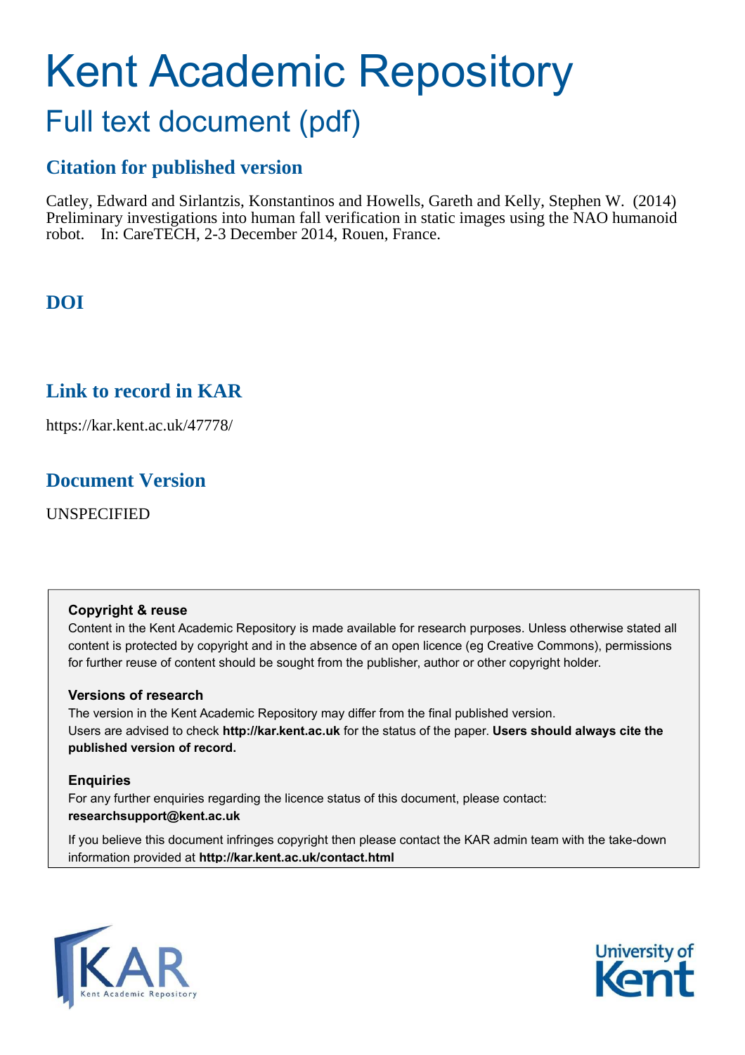# Kent Academic Repository

## Full text document (pdf)

### Citation for published version

Catley, Edward and Sirlantzis, Konstantinos and Howells, Gareth and Kelly, Stephen W. (2014) Preliminary investigations into human fall verification in static images using the NAO humanoid robot. In: CareTECH, 2-3 December 2014, Rouen, France.

### DOI

### Link to record in KAR

https://kar.kent.ac.uk/47778/

### Document Version

UNSPECIFIED

**Copyright & reuse**

Content in the Kent Academic Repository is made available for research purposes. Unless otherwise stated all content is protected by copyright and in the absence of an open licence (eg Creative Commons), permissions for further reuse of content should be sought from the publisher, author or other copyright holder.

**Versions of research**

The version in the Kent Academic Repository may differ from the final published version. Users are advised to check **http://kar.kent.ac.uk** for the status of the paper. **Users should always cite the published version of record.**

**Enquiries**

For any further enquiries regarding the licence status of this document, please contact: **researchsupport@kent.ac.uk**

If you believe this document infringes copyright then please contact the KAR admin team with the take-down information provided at **http://kar.kent.ac.uk/contact.html**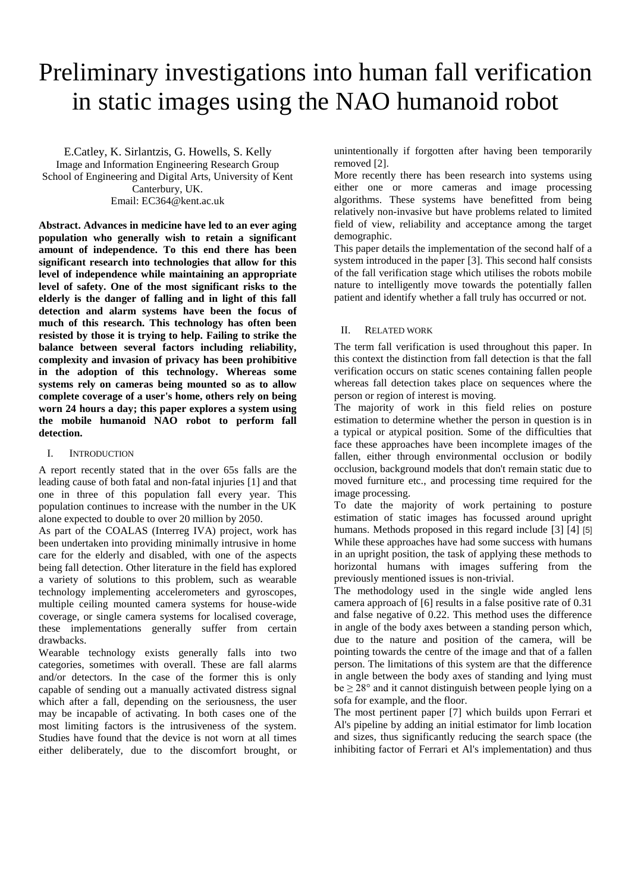# Preliminary investigations into human fall verification in static images using the NAO humanoid robot

E.Catley, K. Sirlantzis, G. Howells, S. Kelly
Image and Information Engineering Research Group
School of Engineering and Digital Arts, University of Kent
Canterbury, UK.
Email: EC364@kent.ac.uk

**Abstract. Advances in medicine have led to an ever aging population who generally wish to retain a significant amount of independence. To this end there has been significant research into technologies that allow for this level of independence while maintaining an appropriate level of safety. One of the most significant risks to the elderly is the danger of falling and in light of this fall detection and alarm systems have been the focus of much of this research. This technology has often been resisted by those it is trying to help. Failing to strike the balance between several factors including reliability, complexity and invasion of privacy has been prohibitive in the adoption of this technology. Whereas some systems rely on cameras being mounted so as to allow complete coverage of a user's home, others rely on being worn 24 hours a day; this paper explores a system using the mobile humanoid NAO robot to perform fall detection.**

## I. Introduction

A report recently stated that in the over 65s falls are the leading cause of both fatal and non-fatal injuries [1] and that one in three of this population fall every year. This population continues to increase with the number in the UK alone expected to double to over 20 million by 2050.

As part of the COALAS (Interreg IVA) project, work has been undertaken into providing minimally intrusive in home care for the elderly and disabled, with one of the aspects being fall detection. Other literature in the field has explored a variety of solutions to this problem, such as wearable technology implementing accelerometers and gyroscopes, multiple ceiling mounted camera systems for house-wide coverage, or single camera systems for localised coverage, these implementations generally suffer from certain drawbacks.

Wearable technology exists generally falls into two categories, sometimes with overall. These are fall alarms and/or detectors. In the case of the former this is only capable of sending out a manually activated distress signal which after a fall, depending on the seriousness, the user may be incapable of activating. In both cases one of the most limiting factors is the intrusiveness of the system. Studies have found that the device is not worn at all times either deliberately, due to the discomfort brought, or unintentionally if forgotten after having been temporarily removed [2].

More recently there has been research into systems using either one or more cameras and image processing algorithms. These systems have benefitted from being relatively non-invasive but have problems related to limited field of view, reliability and acceptance among the target demographic.

This paper details the implementation of the second half of a system introduced in the paper [3]. This second half consists of the fall verification stage which utilises the robots mobile nature to intelligently move towards the potentially fallen patient and identify whether a fall truly has occurred or not.

## II. Related work

The term fall verification is used throughout this paper. In this context the distinction from fall detection is that the fall verification occurs on static scenes containing fallen people whereas fall detection takes place on sequences where the person or region of interest is moving.

The majority of work in this field relies on posture estimation to determine whether the person in question is in a typical or atypical position. Some of the difficulties that face these approaches have been incomplete images of the fallen, either through environmental occlusion or bodily occlusion, background models that don't remain static due to moved furniture etc., and processing time required for the image processing.

To date the majority of work pertaining to posture estimation of static images has focussed around upright humans. Methods proposed in this regard include [3] [4] [5] While these approaches have had some success with humans in an upright position, the task of applying these methods to horizontal humans with images suffering from the previously mentioned issues is non-trivial.

The methodology used in the single wide angled lens camera approach of [6] results in a false positive rate of 0.31 and false negative of 0.22. This method uses the difference in angle of the body axes between a standing person which, due to the nature and position of the camera, will be pointing towards the centre of the image and that of a fallen person. The limitations of this system are that the difference in angle between the body axes of standing and lying must be $\geq 28°$ and it cannot distinguish between people lying on a sofa for example, and the floor.

The most pertinent paper [7] which builds upon Ferrari et Al's pipeline by adding an initial estimator for limb location and sizes, thus significantly reducing the search space (the inhibiting factor of Ferrari et Al's implementation) and thus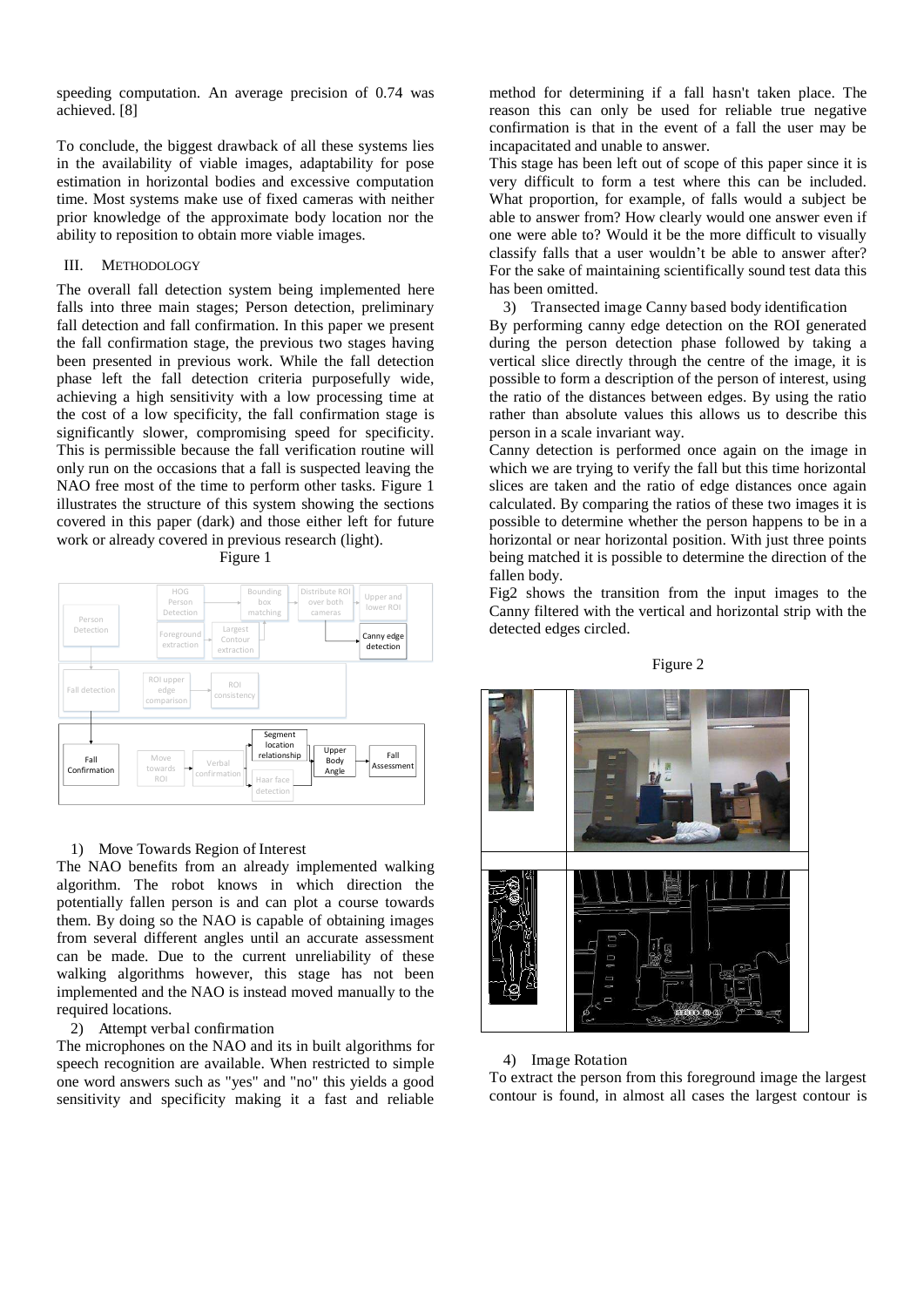speeding computation. An average precision of 0.74 was achieved. [8]

To conclude, the biggest drawback of all these systems lies in the availability of viable images, adaptability for pose estimation in horizontal bodies and excessive computation time. Most systems make use of fixed cameras with neither prior knowledge of the approximate body location nor the ability to reposition to obtain more viable images.

## III. METHODOLOGY

The overall fall detection system being implemented here falls into three main stages; Person detection, preliminary fall detection and fall confirmation. In this paper we present the fall confirmation stage, the previous two stages having been presented in previous work. While the fall detection phase left the fall detection criteria purposefully wide, achieving a high sensitivity with a low processing time at the cost of a low specificity, the fall confirmation stage is significantly slower, compromising speed for specificity. This is permissible because the fall verification routine will only run on the occasions that a fall is suspected leaving the NAO free most of the time to perform other tasks. Figure 1 illustrates the structure of this system showing the sections covered in this paper (dark) and those either left for future work or already covered in previous research (light).

Figure 1

### 1) Move Towards Region of Interest

The NAO benefits from an already implemented walking algorithm. The robot knows in which direction the potentially fallen person is and can plot a course towards them. By doing so the NAO is capable of obtaining images from several different angles until an accurate assessment can be made. Due to the current unreliability of these walking algorithms however, this stage has not been implemented and the NAO is instead moved manually to the required locations.

### 2) Attempt verbal confirmation

The microphones on the NAO and its in built algorithms for speech recognition are available. When restricted to simple one word answers such as "yes" and "no" this yields a good sensitivity and specificity making it a fast and reliable method for determining if a fall hasn't taken place. The reason this can only be used for reliable true negative confirmation is that in the event of a fall the user may be incapacitated and unable to answer.

This stage has been left out of scope of this paper since it is very difficult to form a test where this can be included. What proportion, for example, of falls would a subject be able to answer from? How clearly would one answer even if one were able to? Would it be the more difficult to visually classify falls that a user wouldn't be able to answer after? For the sake of maintaining scientifically sound test data this has been omitted.

### 3) Transected image Canny based body identification

By performing canny edge detection on the ROI generated during the person detection phase followed by taking a vertical slice directly through the centre of the image, it is possible to form a description of the person of interest, using the ratio of the distances between edges. By using the ratio rather than absolute values this allows us to describe this person in a scale invariant way.

Canny detection is performed once again on the image in which we are trying to verify the fall but this time horizontal slices are taken and the ratio of edge distances once again calculated. By comparing the ratios of these two images it is possible to determine whether the person happens to be in a horizontal or near horizontal position. With just three points being matched it is possible to determine the direction of the fallen body.

Fig2 shows the transition from the input images to the Canny filtered with the vertical and horizontal strip with the detected edges circled.

Figure 2

### 4) Image Rotation

To extract the person from this foreground image the largest contour is found, in almost all cases the largest contour is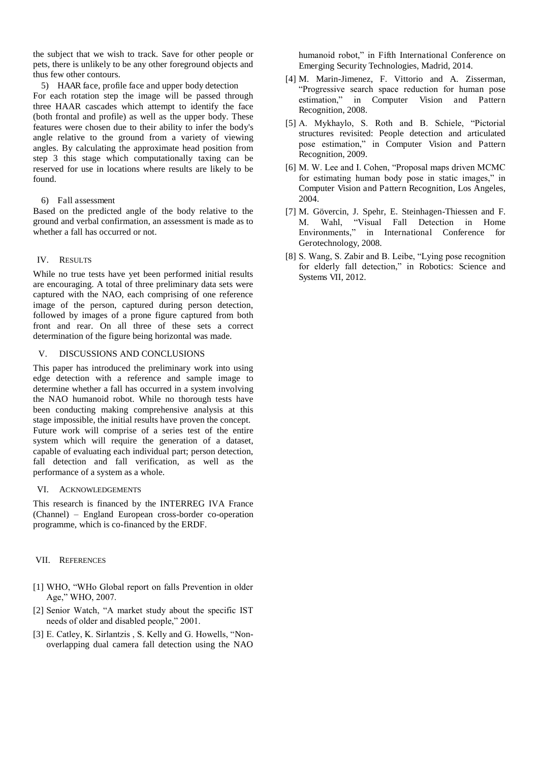the subject that we wish to track. Save for other people or pets, there is unlikely to be any other foreground objects and thus few other contours.

5) HAAR face, profile face and upper body detection

For each rotation step the image will be passed through three HAAR cascades which attempt to identify the face (both frontal and profile) as well as the upper body. These features were chosen due to their ability to infer the body's angle relative to the ground from a variety of viewing angles. By calculating the approximate head position from step 3 this stage which computationally taxing can be reserved for use in locations where results are likely to be found.

6) Fall assessment

Based on the predicted angle of the body relative to the ground and verbal confirmation, an assessment is made as to whether a fall has occurred or not.

## IV. Results

While no true tests have yet been performed initial results are encouraging. A total of three preliminary data sets were captured with the NAO, each comprising of one reference image of the person, captured during person detection, followed by images of a prone figure captured from both front and rear. On all three of these sets a correct determination of the figure being horizontal was made.

## V. Discussions and Conclusions

This paper has introduced the preliminary work into using edge detection with a reference and sample image to determine whether a fall has occurred in a system involving the NAO humanoid robot. While no thorough tests have been conducting making comprehensive analysis at this stage impossible, the initial results have proven the concept. Future work will comprise of a series test of the entire system which will require the generation of a dataset, capable of evaluating each individual part; person detection, fall detection and fall verification, as well as the performance of a system as a whole.

## VI. Acknowledgements

This research is financed by the INTERREG IVA France (Channel) – England European cross-border co-operation programme, which is co-financed by the ERDF.

## VII. References

[1] WHO, "WHo Global report on falls Prevention in older Age," WHO, 2007.

[2] Senior Watch, "A market study about the specific IST needs of older and disabled people," 2001.

[3] E. Catley, K. Sirlantzis , S. Kelly and G. Howells, "Non-overlapping dual camera fall detection using the NAO humanoid robot," in Fifth International Conference on Emerging Security Technologies, Madrid, 2014.

[4] M. Marin-Jimenez, F. Vittorio and A. Zisserman, "Progressive search space reduction for human pose estimation," in Computer Vision and Pattern Recognition, 2008.

[5] A. Mykhaylo, S. Roth and B. Schiele, "Pictorial structures revisited: People detection and articulated pose estimation," in Computer Vision and Pattern Recognition, 2009.

[6] M. W. Lee and I. Cohen, "Proposal maps driven MCMC for estimating human body pose in static images," in Computer Vision and Pattern Recognition, Los Angeles, 2004.

[7] M. Gövercin, J. Spehr, E. Steinhagen-Thiessen and F. M. Wahl, "Visual Fall Detection in Home Environments," in International Conference for Gerotechnology, 2008.

[8] S. Wang, S. Zabir and B. Leibe, "Lying pose recognition for elderly fall detection," in Robotics: Science and Systems VII, 2012.